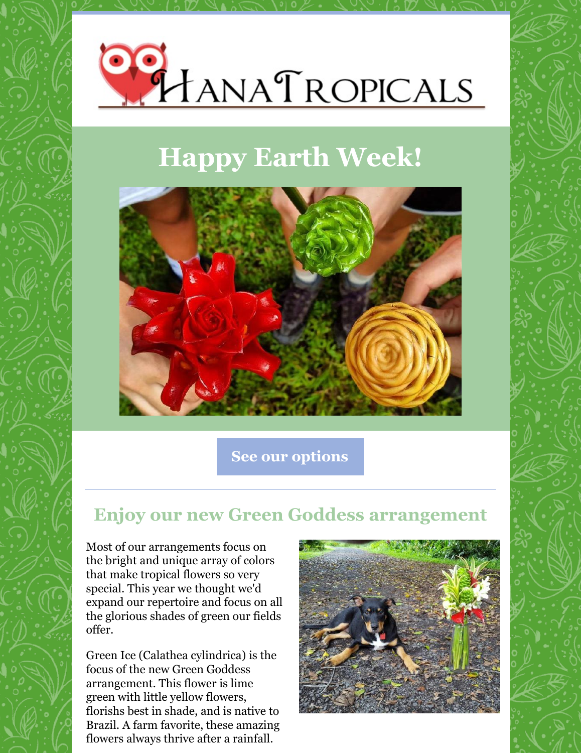# HanaTropicals

## Happy Earth Week!

See our options

## Enjoy our new Green Goddess arrangement

Most of our arrangements focus on the bright and unique array of colors that make tropical flowers so very special. This year we thought we'd expand our repertoire and focus on all the glorious shades of green our fields offer.

Green Ice (Calathea cylindrica) is the focus of the new Green Goddess arrangement. This flower is lime green with little yellow flowers, florishs best in shade, and is native to Brazil. A farm favorite, these amazing flowers always thrive after a rainfall.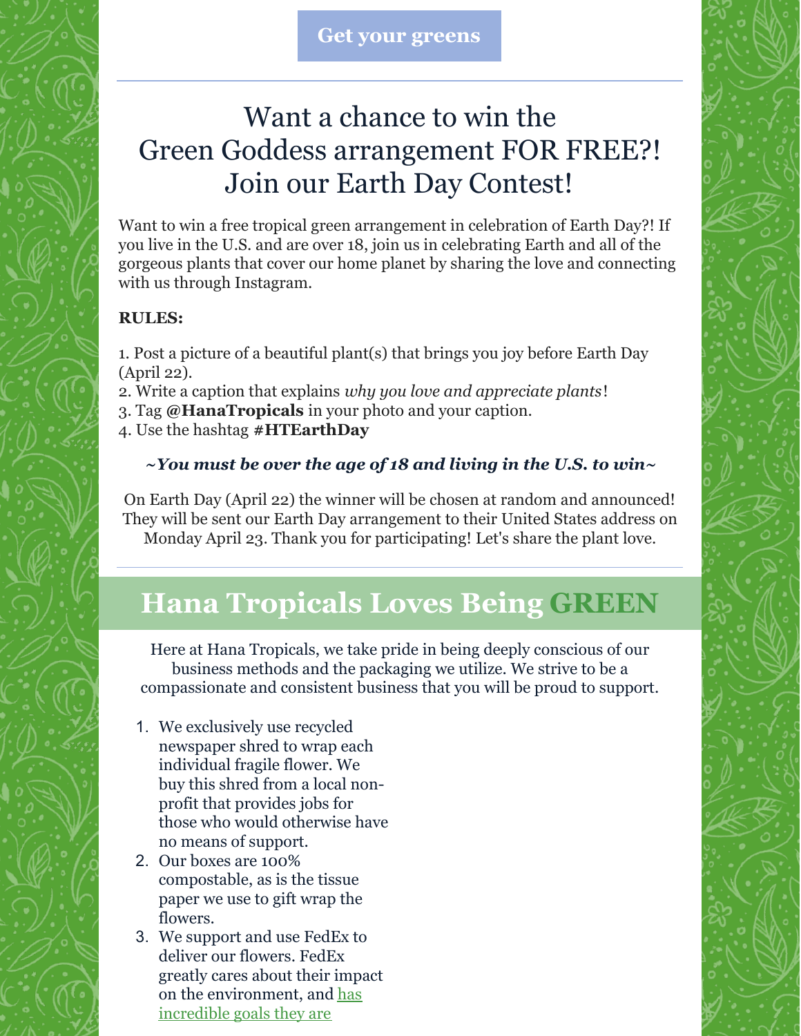Get your greens

---

# Want a chance to win the Green Goddess arrangement FOR FREE?! Join our Earth Day Contest!

Want to win a free tropical green arrangement in celebration of Earth Day?! If you live in the U.S. and are over 18, join us in celebrating Earth and all of the gorgeous plants that cover our home planet by sharing the love and connecting with us through Instagram.

**RULES:**

1. Post a picture of a beautiful plant(s) that brings you joy before Earth Day (April 22).
2. Write a caption that explains *why you love and appreciate plants*!
3. Tag **@HanaTropicals** in your photo and your caption.
4. Use the hashtag **#HTEarthDay**

***~You must be over the age of 18 and living in the U.S. to win~***

On Earth Day (April 22) the winner will be chosen at random and announced! They will be sent our Earth Day arrangement to their United States address on Monday April 23. Thank you for participating! Let's share the plant love.

---

## Hana Tropicals Loves Being GREEN

Here at Hana Tropicals, we take pride in being deeply conscious of our business methods and the packaging we utilize. We strive to be a compassionate and consistent business that you will be proud to support.

1. We exclusively use recycled newspaper shred to wrap each individual fragile flower. We buy this shred from a local non-profit that provides jobs for those who would otherwise have no means of support.
2. Our boxes are 100% compostable, as is the tissue paper we use to gift wrap the flowers.
3. We support and use FedEx to deliver our flowers. FedEx greatly cares about their impact on the environment, and has incredible goals they are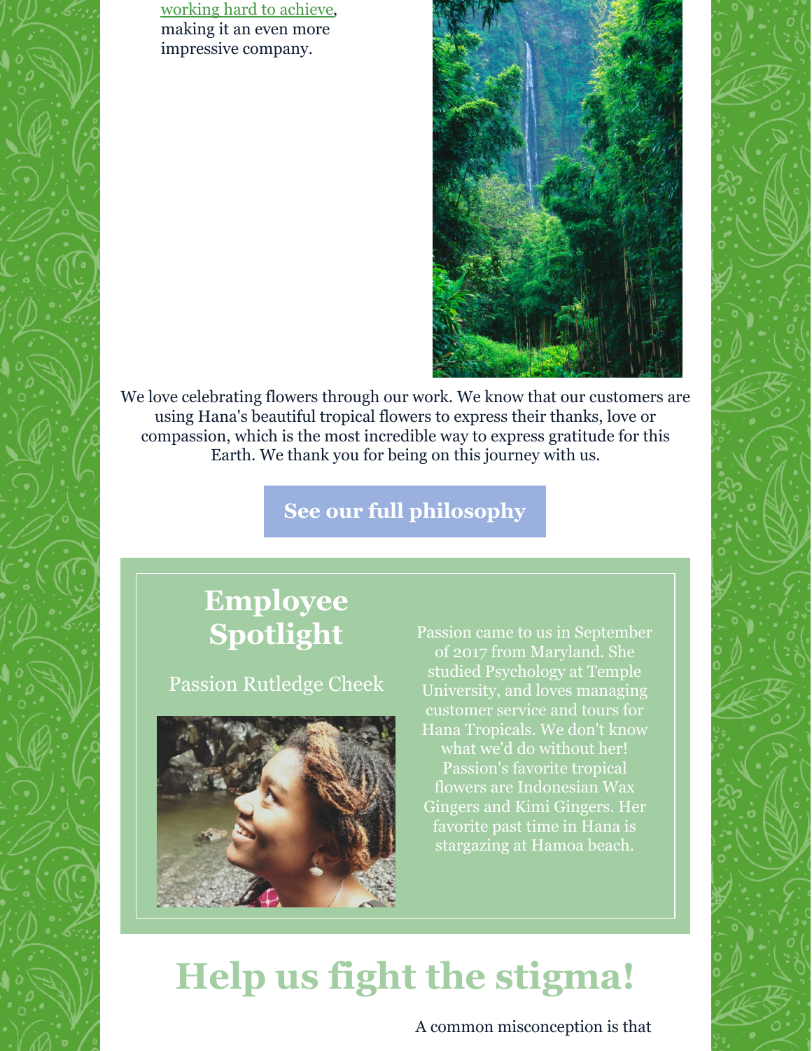working hard to achieve, making it an even more impressive company.

We love celebrating flowers through our work. We know that our customers are using Hana's beautiful tropical flowers to express their thanks, love or compassion, which is the most incredible way to express gratitude for this Earth. We thank you for being on this journey with us.

**See our full philosophy**

## Employee Spotlight

Passion Rutledge Cheek

Passion came to us in September of 2017 from Maryland. She studied Psychology at Temple University, and loves managing customer service and tours for Hana Tropicals. We don't know what we'd do without her! Passion's favorite tropical flowers are Indonesian Wax Gingers and Kimi Gingers. Her favorite past time in Hana is stargazing at Hamoa beach.

# Help us fight the stigma!

A common misconception is that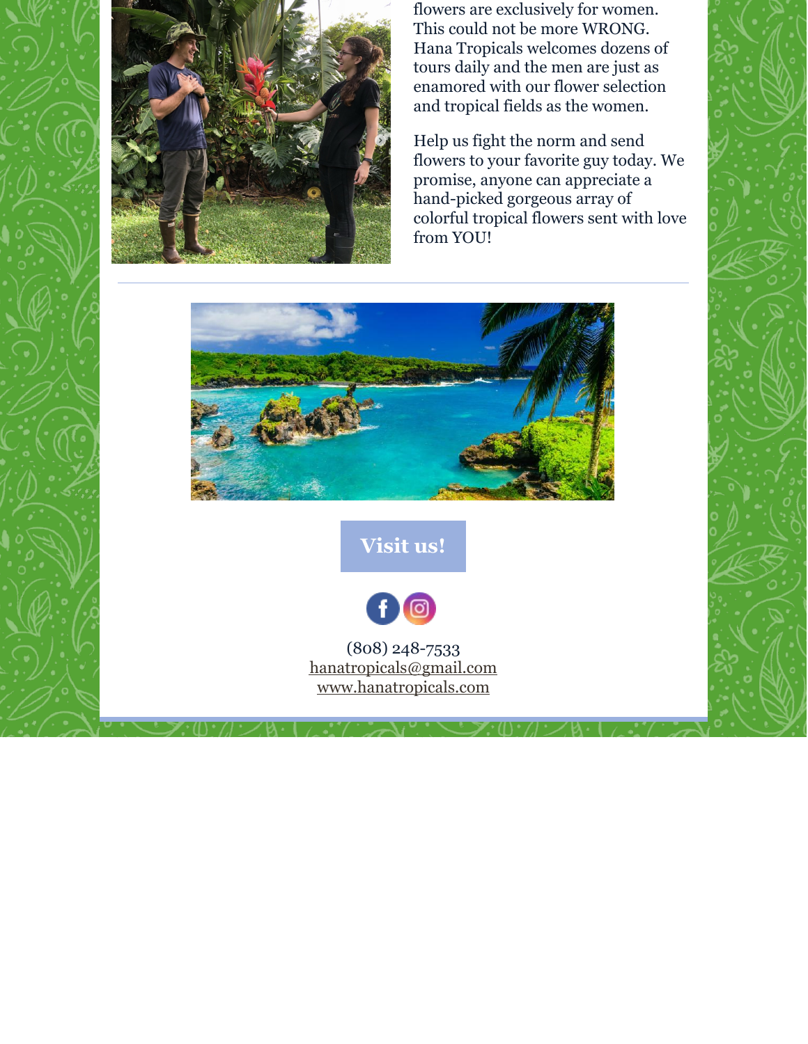flowers are exclusively for women. This could not be more WRONG. Hana Tropicals welcomes dozens of tours daily and the men are just as enamored with our flower selection and tropical fields as the women.

Help us fight the norm and send flowers to your favorite guy today. We promise, anyone can appreciate a hand-picked gorgeous array of colorful tropical flowers sent with love from YOU!

---

**Visit us!**

(808) 248-7533
hanatropicals@gmail.com
www.hanatropicals.com